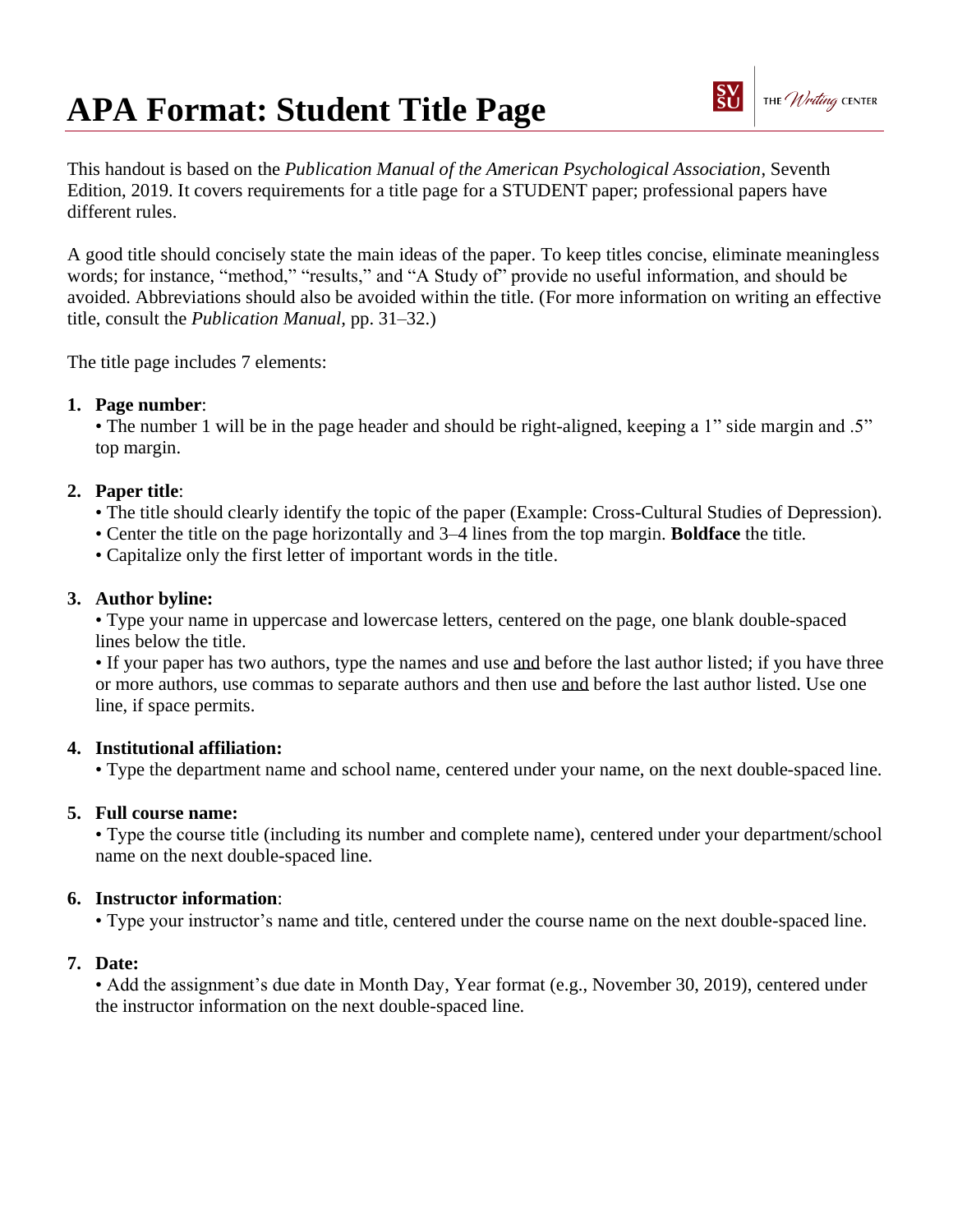# APA Format: Student Title Page

This handout is based on the *Publication Manual of the American Psychological Association*, Seventh Edition, 2019. It covers requirements for a title page for a STUDENT paper; professional papers have different rules.

A good title should concisely state the main ideas of the paper. To keep titles concise, eliminate meaningless words; for instance, "method," "results," and "A Study of" provide no useful information, and should be avoided. Abbreviations should also be avoided within the title. (For more information on writing an effective title, consult the *Publication Manual*, pp. 31–32.)

The title page includes 7 elements:

1. **Page number**:
   • The number 1 will be in the page header and should be right-aligned, keeping a 1" side margin and .5" top margin.

2. **Paper title**:
   • The title should clearly identify the topic of the paper (Example: Cross-Cultural Studies of Depression).
   • Center the title on the page horizontally and 3–4 lines from the top margin. **Boldface** the title.
   • Capitalize only the first letter of important words in the title.

3. **Author byline:**
   • Type your name in uppercase and lowercase letters, centered on the page, one blank double-spaced lines below the title.
   • If your paper has two authors, type the names and use and before the last author listed; if you have three or more authors, use commas to separate authors and then use and before the last author listed. Use one line, if space permits.

4. **Institutional affiliation:**
   • Type the department name and school name, centered under your name, on the next double-spaced line.

5. **Full course name:**
   • Type the course title (including its number and complete name), centered under your department/school name on the next double-spaced line.

6. **Instructor information**:
   • Type your instructor's name and title, centered under the course name on the next double-spaced line.

7. **Date:**
   • Add the assignment's due date in Month Day, Year format (e.g., November 30, 2019), centered under the instructor information on the next double-spaced line.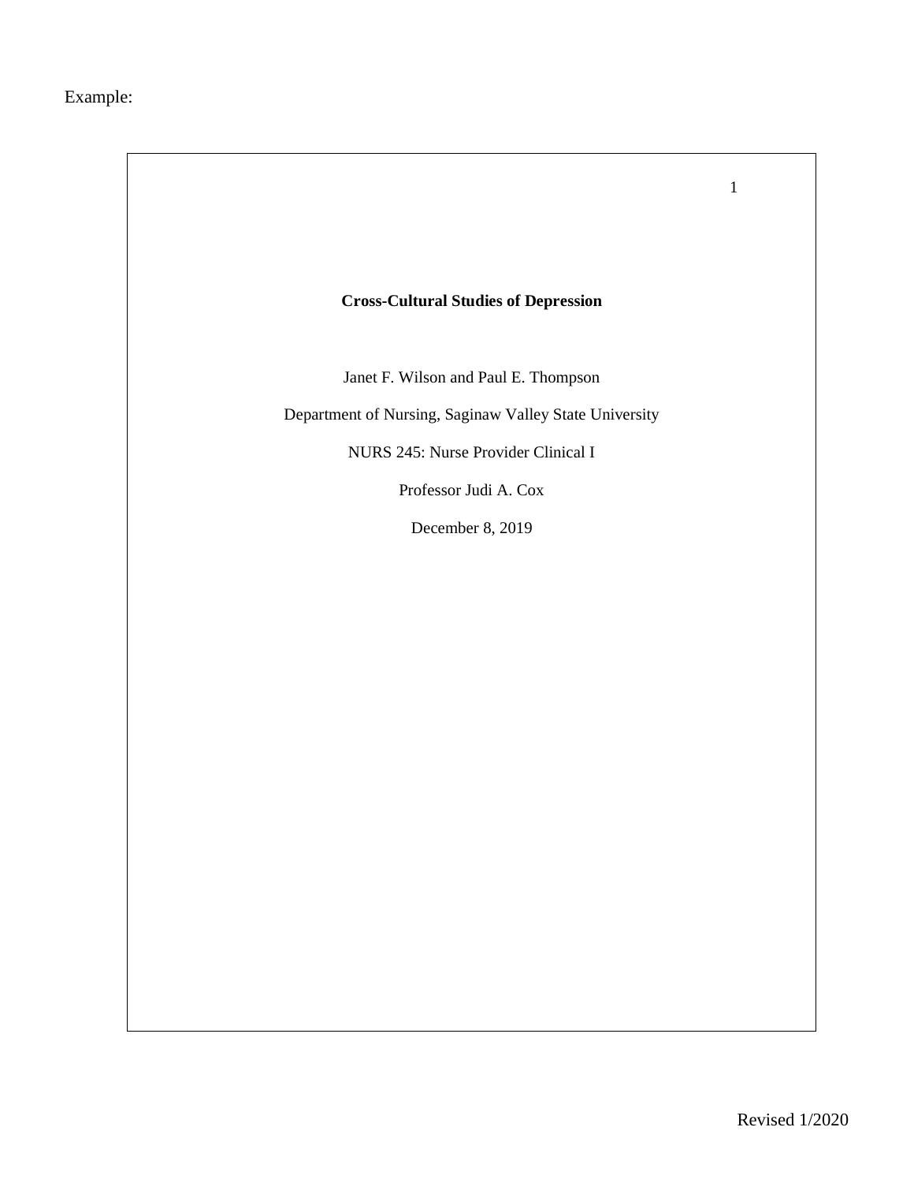Example:

**Cross-Cultural Studies of Depression**

Janet F. Wilson and Paul E. Thompson

Department of Nursing, Saginaw Valley State University

NURS 245: Nurse Provider Clinical I

Professor Judi A. Cox

December 8, 2019